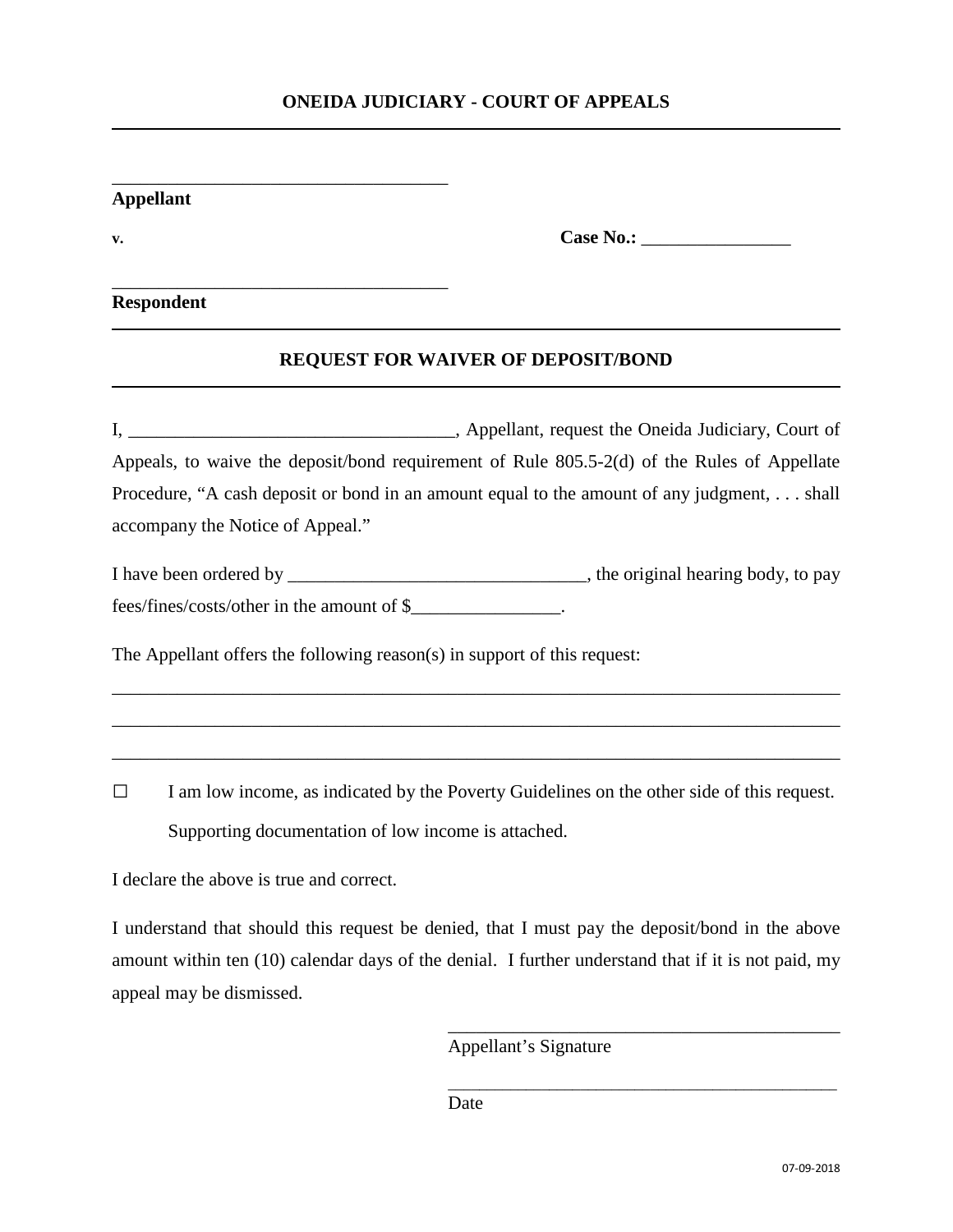**ONEIDA JUDICIARY - COURT OF APPEALS**

___________________________________

**Appellant**

**v.** **Case No.:** ________________

___________________________________

**Respondent**

## REQUEST FOR WAIVER OF DEPOSIT/BOND

I, ___________________________________, Appellant, request the Oneida Judiciary, Court of Appeals, to waive the deposit/bond requirement of Rule 805.5-2(d) of the Rules of Appellate Procedure, "A cash deposit or bond in an amount equal to the amount of any judgment, . . . shall accompany the Notice of Appeal."

I have been ordered by ________________________________, the original hearing body, to pay fees/fines/costs/other in the amount of $________________.

The Appellant offers the following reason(s) in support of this request:

_______________________________________________________________________________

_______________________________________________________________________________

_______________________________________________________________________________

☐ I am low income, as indicated by the Poverty Guidelines on the other side of this request. Supporting documentation of low income is attached.

I declare the above is true and correct.

I understand that should this request be denied, that I must pay the deposit/bond in the above amount within ten (10) calendar days of the denial. I further understand that if it is not paid, my appeal may be dismissed.

___________________________________________
Appellant's Signature

___________________________________________
Date

07-09-2018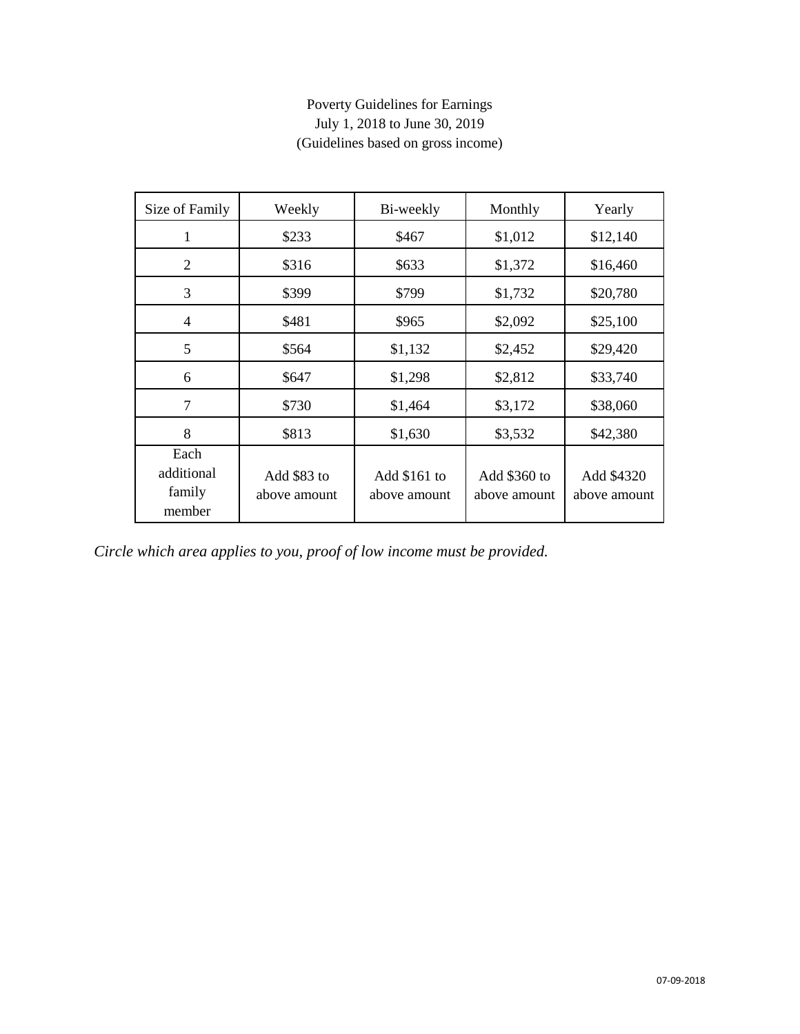Poverty Guidelines for Earnings
July 1, 2018 to June 30, 2019
(Guidelines based on gross income)

| Size of Family | Weekly | Bi-weekly | Monthly | Yearly |
|---|---|---|---|---|
| 1 | $233 | $467 | $1,012 | $12,140 |
| 2 | $316 | $633 | $1,372 | $16,460 |
| 3 | $399 | $799 | $1,732 | $20,780 |
| 4 | $481 | $965 | $2,092 | $25,100 |
| 5 | $564 | $1,132 | $2,452 | $29,420 |
| 6 | $647 | $1,298 | $2,812 | $33,740 |
| 7 | $730 | $1,464 | $3,172 | $38,060 |
| 8 | $813 | $1,630 | $3,532 | $42,380 |
| Each additional family member | Add $83 to above amount | Add $161 to above amount | Add $360 to above amount | Add $4320 above amount |

*Circle which area applies to you, proof of low income must be provided.*

07-09-2018